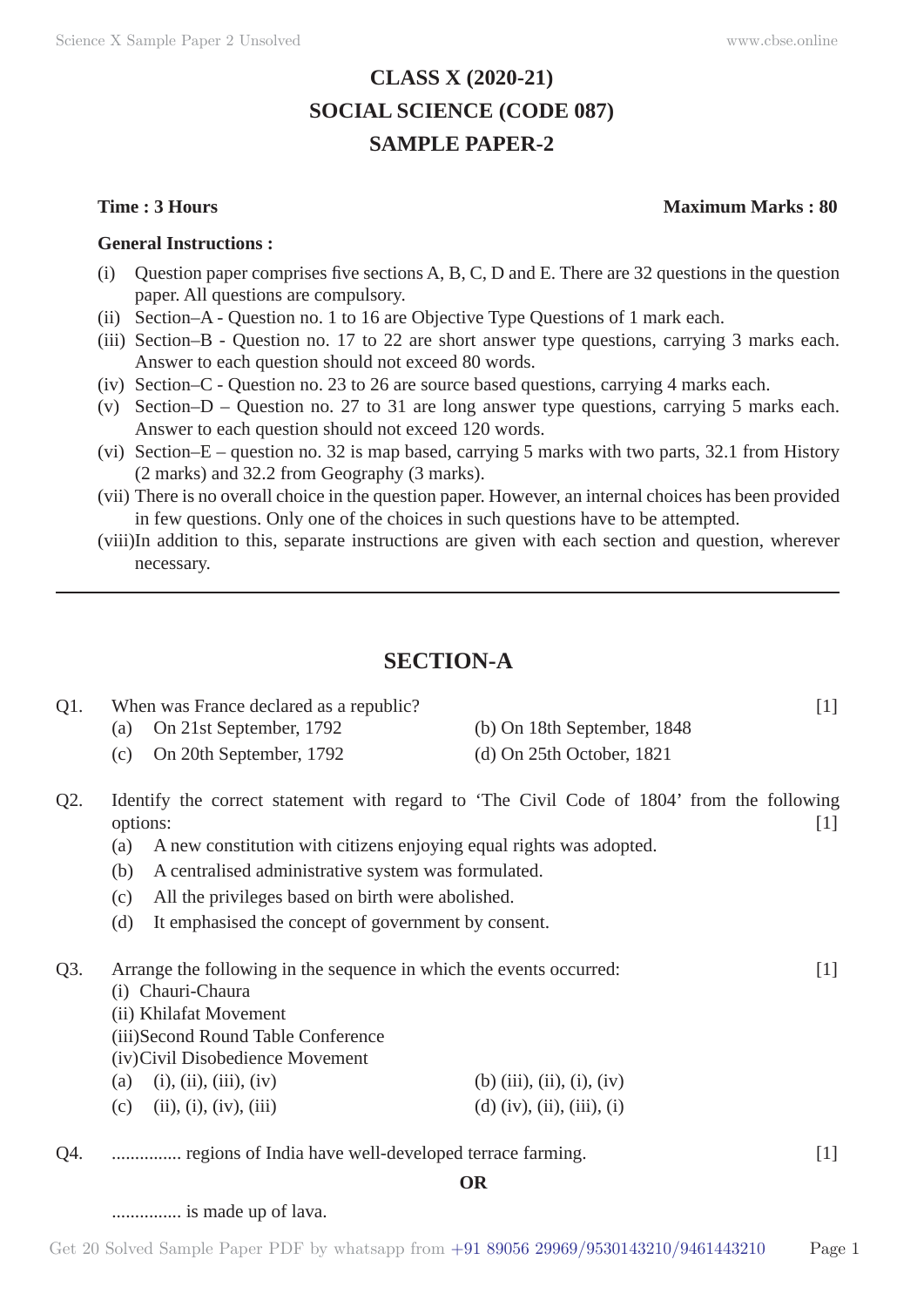# CLASS X (2020-21)
# SOCIAL SCIENCE (CODE 087)
# SAMPLE PAPER-2

**Time : 3 Hours** **Maximum Marks : 80**

**General Instructions :**

(i) Question paper comprises five sections A, B, C, D and E. There are 32 questions in the question paper. All questions are compulsory.
(ii) Section–A - Question no. 1 to 16 are Objective Type Questions of 1 mark each.
(iii) Section–B - Question no. 17 to 22 are short answer type questions, carrying 3 marks each. Answer to each question should not exceed 80 words.
(iv) Section–C - Question no. 23 to 26 are source based questions, carrying 4 marks each.
(v) Section–D – Question no. 27 to 31 are long answer type questions, carrying 5 marks each. Answer to each question should not exceed 120 words.
(vi) Section–E – question no. 32 is map based, carrying 5 marks with two parts, 32.1 from History (2 marks) and 32.2 from Geography (3 marks).
(vii) There is no overall choice in the question paper. However, an internal choices has been provided in few questions. Only one of the choices in such questions have to be attempted.
(viii) In addition to this, separate instructions are given with each section and question, wherever necessary.

---

## SECTION-A

Q1. When was France declared as a republic? [1]

(a) On 21st September, 1792 (b) On 18th September, 1848
(c) On 20th September, 1792 (d) On 25th October, 1821

Q2. Identify the correct statement with regard to 'The Civil Code of 1804' from the following options: [1]

(a) A new constitution with citizens enjoying equal rights was adopted.
(b) A centralised administrative system was formulated.
(c) All the privileges based on birth were abolished.
(d) It emphasised the concept of government by consent.

Q3. Arrange the following in the sequence in which the events occurred: [1]

(i) Chauri-Chaura
(ii) Khilafat Movement
(iii) Second Round Table Conference
(iv) Civil Disobedience Movement

(a) (i), (ii), (iii), (iv) (b) (iii), (ii), (i), (iv)
(c) (ii), (i), (iv), (iii) (d) (iv), (ii), (iii), (i)

Q4. ............... regions of India have well-developed terrace farming. [1]

**OR**

............... is made up of lava.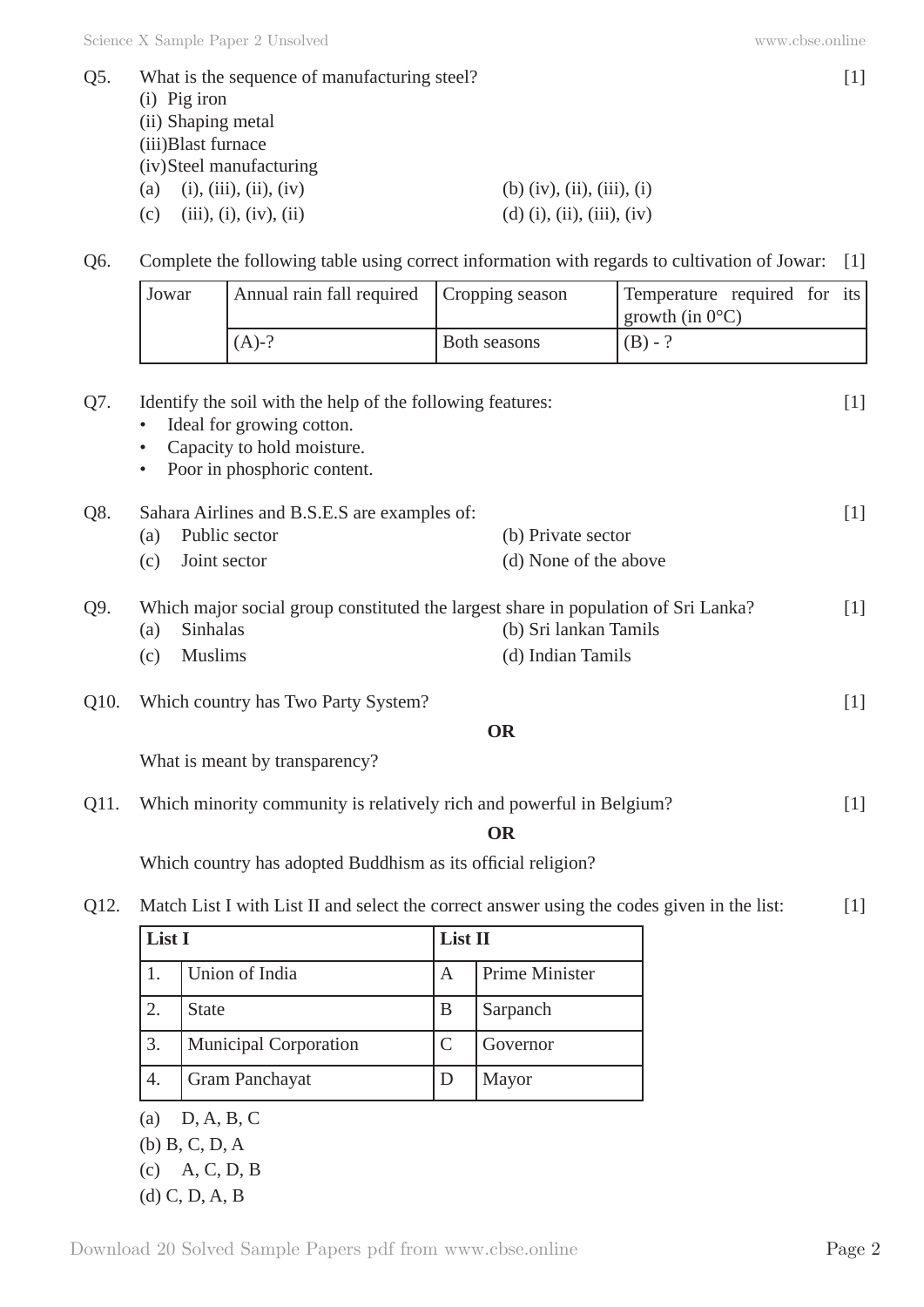Q5. What is the sequence of manufacturing steel? [1]

(i) Pig iron
(ii) Shaping metal
(iii)Blast furnace
(iv)Steel manufacturing

(a) (i), (iii), (ii), (iv) (b) (iv), (ii), (iii), (i)
(c) (iii), (i), (iv), (ii) (d) (i), (ii), (iii), (iv)

Q6. Complete the following table using correct information with regards to cultivation of Jowar: [1]

| Jowar | Annual rain fall required | Cropping season | Temperature required for its growth (in 0°C) |
|---|---|---|---|
| | (A)-? | Both seasons | (B) - ? |

Q7. Identify the soil with the help of the following features: [1]

- Ideal for growing cotton.
- Capacity to hold moisture.
- Poor in phosphoric content.

Q8. Sahara Airlines and B.S.E.S are examples of: [1]

(a) Public sector (b) Private sector
(c) Joint sector (d) None of the above

Q9. Which major social group constituted the largest share in population of Sri Lanka? [1]

(a) Sinhalas (b) Sri lankan Tamils
(c) Muslims (d) Indian Tamils

Q10. Which country has Two Party System? [1]

**OR**

What is meant by transparency?

Q11. Which minority community is relatively rich and powerful in Belgium? [1]

**OR**

Which country has adopted Buddhism as its official religion?

Q12. Match List I with List II and select the correct answer using the codes given in the list: [1]

| **List I** | | **List II** | |
|---|---|---|---|
| 1. | Union of India | A | Prime Minister |
| 2. | State | B | Sarpanch |
| 3. | Municipal Corporation | C | Governor |
| 4. | Gram Panchayat | D | Mayor |

(a) D, A, B, C
(b) B, C, D, A
(c) A, C, D, B
(d) C, D, A, B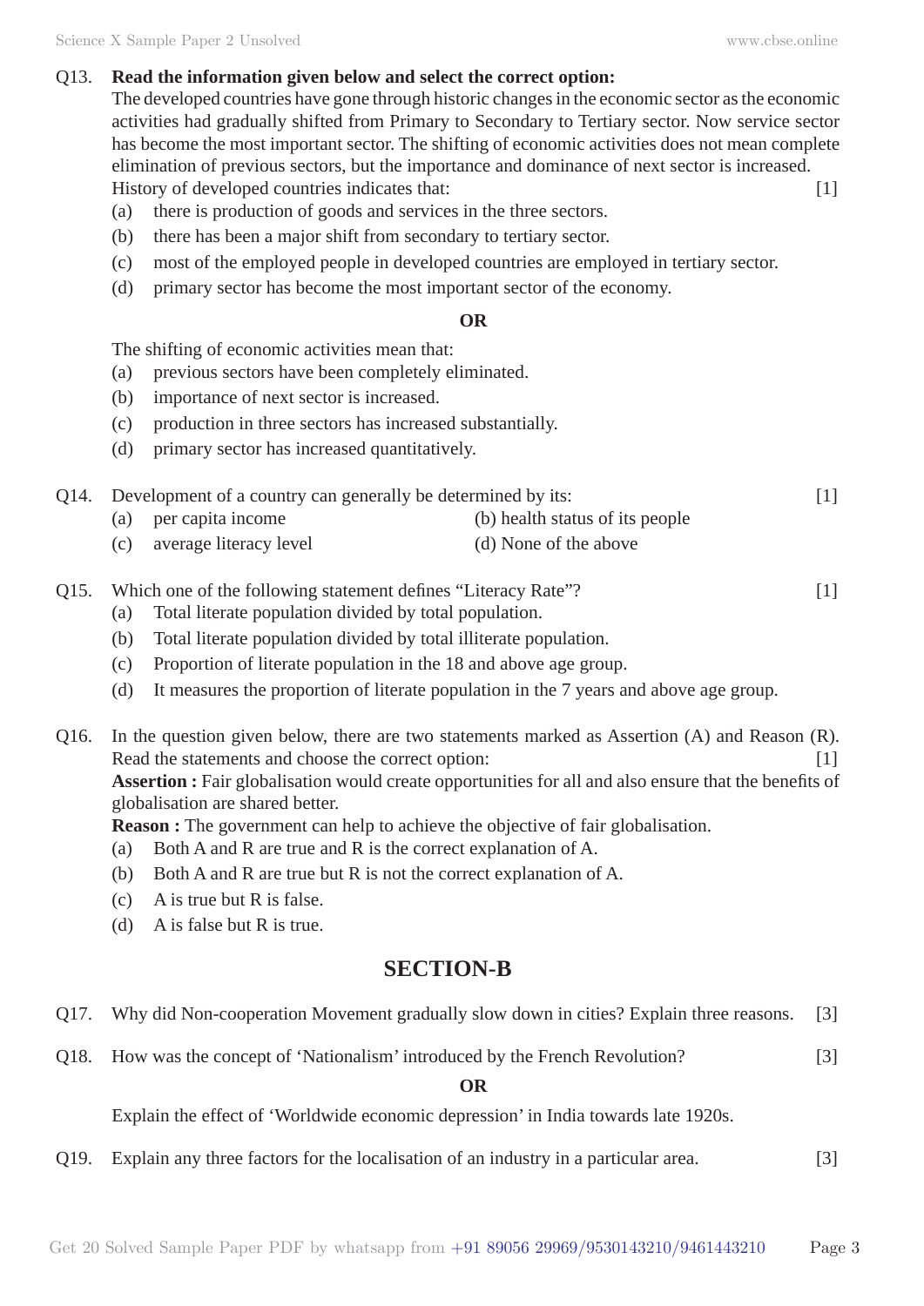Q13. **Read the information given below and select the correct option:**

The developed countries have gone through historic changes in the economic sector as the economic activities had gradually shifted from Primary to Secondary to Tertiary sector. Now service sector has become the most important sector. The shifting of economic activities does not mean complete elimination of previous sectors, but the importance and dominance of next sector is increased.

History of developed countries indicates that: [1]

(a) there is production of goods and services in the three sectors.

(b) there has been a major shift from secondary to tertiary sector.

(c) most of the employed people in developed countries are employed in tertiary sector.

(d) primary sector has become the most important sector of the economy.

**OR**

The shifting of economic activities mean that:

(a) previous sectors have been completely eliminated.

(b) importance of next sector is increased.

(c) production in three sectors has increased substantially.

(d) primary sector has increased quantitatively.

Q14. Development of a country can generally be determined by its: [1]

(a) per capita income (b) health status of its people

(c) average literacy level (d) None of the above

Q15. Which one of the following statement defines "Literacy Rate"? [1]

(a) Total literate population divided by total population.

(b) Total literate population divided by total illiterate population.

(c) Proportion of literate population in the 18 and above age group.

(d) It measures the proportion of literate population in the 7 years and above age group.

Q16. In the question given below, there are two statements marked as Assertion (A) and Reason (R). Read the statements and choose the correct option: [1]

**Assertion :** Fair globalisation would create opportunities for all and also ensure that the benefits of globalisation are shared better.

**Reason :** The government can help to achieve the objective of fair globalisation.

(a) Both A and R are true and R is the correct explanation of A.

(b) Both A and R are true but R is not the correct explanation of A.

(c) A is true but R is false.

(d) A is false but R is true.

## SECTION-B

Q17. Why did Non-cooperation Movement gradually slow down in cities? Explain three reasons. [3]

Q18. How was the concept of 'Nationalism' introduced by the French Revolution? [3]

**OR**

Explain the effect of 'Worldwide economic depression' in India towards late 1920s.

Q19. Explain any three factors for the localisation of an industry in a particular area. [3]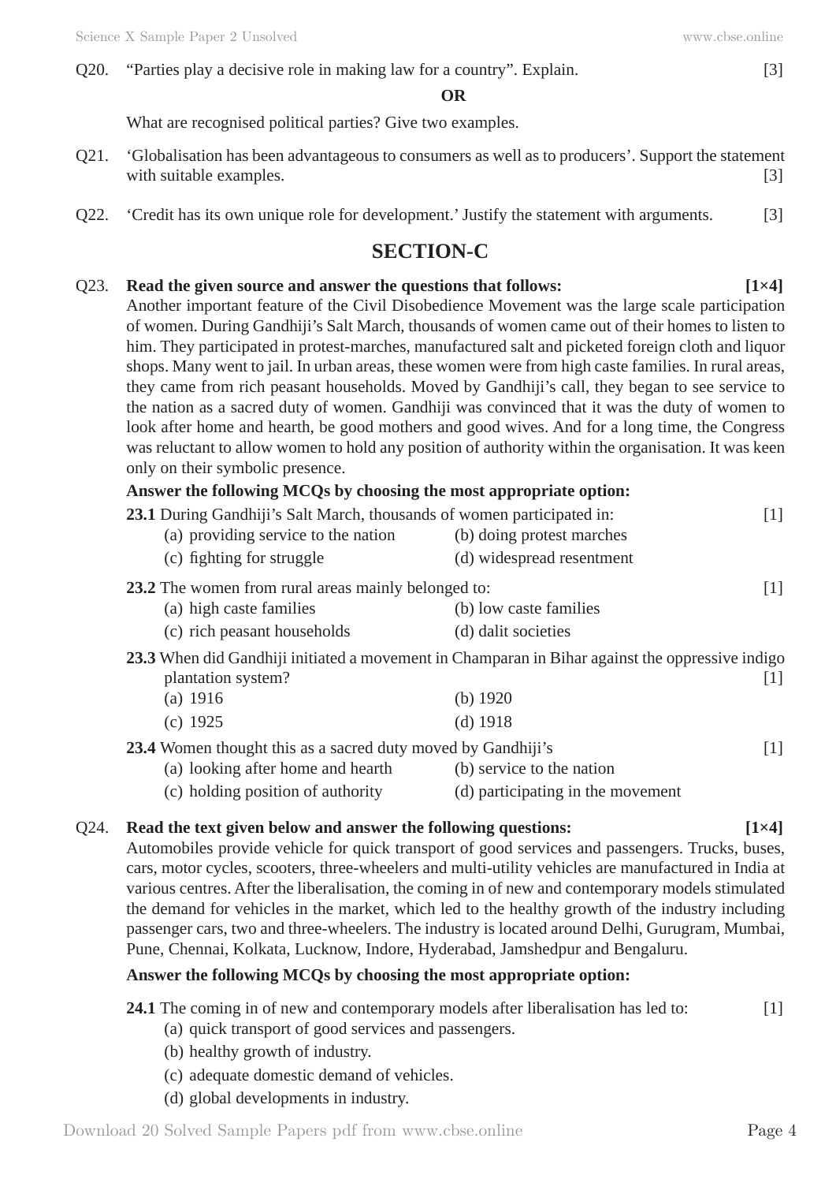Q20. “Parties play a decisive role in making law for a country”. Explain. [3]

**OR**

What are recognised political parties? Give two examples.

Q21. ‘Globalisation has been advantageous to consumers as well as to producers’. Support the statement with suitable examples. [3]

Q22. ‘Credit has its own unique role for development.’ Justify the statement with arguments. [3]

## SECTION-C

Q23. **Read the given source and answer the questions that follows: [1×4]**

Another important feature of the Civil Disobedience Movement was the large scale participation of women. During Gandhiji’s Salt March, thousands of women came out of their homes to listen to him. They participated in protest-marches, manufactured salt and picketed foreign cloth and liquor shops. Many went to jail. In urban areas, these women were from high caste families. In rural areas, they came from rich peasant households. Moved by Gandhiji’s call, they began to see service to the nation as a sacred duty of women. Gandhiji was convinced that it was the duty of women to look after home and hearth, be good mothers and good wives. And for a long time, the Congress was reluctant to allow women to hold any position of authority within the organisation. It was keen only on their symbolic presence.

**Answer the following MCQs by choosing the most appropriate option:**

**23.1** During Gandhiji’s Salt March, thousands of women participated in: [1]

(a) providing service to the nation
(b) doing protest marches
(c) fighting for struggle
(d) widespread resentment

**23.2** The women from rural areas mainly belonged to: [1]

(a) high caste families
(b) low caste families
(c) rich peasant households
(d) dalit societies

**23.3** When did Gandhiji initiated a movement in Champaran in Bihar against the oppressive indigo plantation system? [1]

(a) 1916
(b) 1920
(c) 1925
(d) 1918

**23.4** Women thought this as a sacred duty moved by Gandhiji’s [1]

(a) looking after home and hearth
(b) service to the nation
(c) holding position of authority
(d) participating in the movement

Q24. **Read the text given below and answer the following questions: [1×4]**

Automobiles provide vehicle for quick transport of good services and passengers. Trucks, buses, cars, motor cycles, scooters, three-wheelers and multi-utility vehicles are manufactured in India at various centres. After the liberalisation, the coming in of new and contemporary models stimulated the demand for vehicles in the market, which led to the healthy growth of the industry including passenger cars, two and three-wheelers. The industry is located around Delhi, Gurugram, Mumbai, Pune, Chennai, Kolkata, Lucknow, Indore, Hyderabad, Jamshedpur and Bengaluru.

**Answer the following MCQs by choosing the most appropriate option:**

**24.1** The coming in of new and contemporary models after liberalisation has led to: [1]

(a) quick transport of good services and passengers.
(b) healthy growth of industry.
(c) adequate domestic demand of vehicles.
(d) global developments in industry.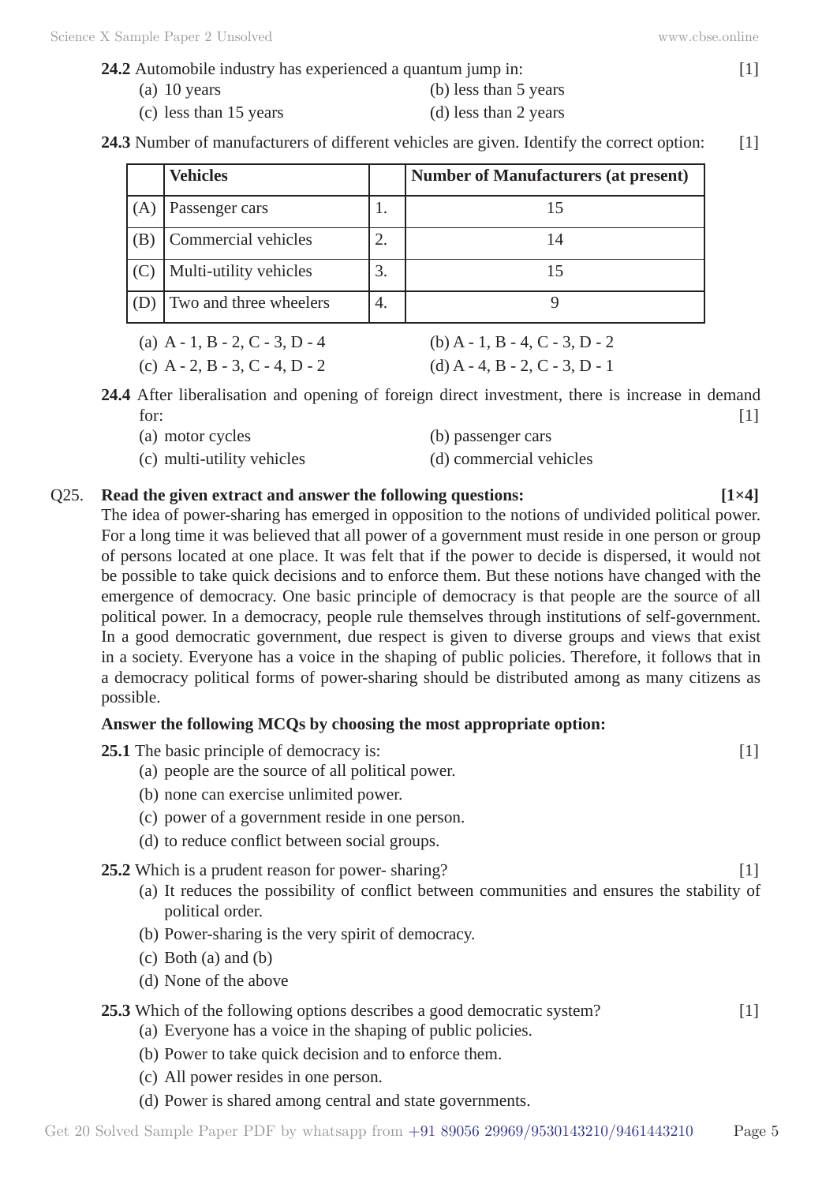**24.2** Automobile industry has experienced a quantum jump in: [1]

(a) 10 years
(b) less than 5 years
(c) less than 15 years
(d) less than 2 years

**24.3** Number of manufacturers of different vehicles are given. Identify the correct option: [1]

| | Vehicles | | Number of Manufacturers (at present) |
|---|---|---|---|
| (A) | Passenger cars | 1. | 15 |
| (B) | Commercial vehicles | 2. | 14 |
| (C) | Multi-utility vehicles | 3. | 15 |
| (D) | Two and three wheelers | 4. | 9 |

(a) A - 1, B - 2, C - 3, D - 4
(b) A - 1, B - 4, C - 3, D - 2
(c) A - 2, B - 3, C - 4, D - 2
(d) A - 4, B - 2, C - 3, D - 1

**24.4** After liberalisation and opening of foreign direct investment, there is increase in demand for: [1]

(a) motor cycles
(b) passenger cars
(c) multi-utility vehicles
(d) commercial vehicles

Q25. **Read the given extract and answer the following questions: [1×4]**

The idea of power-sharing has emerged in opposition to the notions of undivided political power. For a long time it was believed that all power of a government must reside in one person or group of persons located at one place. It was felt that if the power to decide is dispersed, it would not be possible to take quick decisions and to enforce them. But these notions have changed with the emergence of democracy. One basic principle of democracy is that people are the source of all political power. In a democracy, people rule themselves through institutions of self-government. In a good democratic government, due respect is given to diverse groups and views that exist in a society. Everyone has a voice in the shaping of public policies. Therefore, it follows that in a democracy political forms of power-sharing should be distributed among as many citizens as possible.

**Answer the following MCQs by choosing the most appropriate option:**

**25.1** The basic principle of democracy is: [1]

(a) people are the source of all political power.
(b) none can exercise unlimited power.
(c) power of a government reside in one person.
(d) to reduce conflict between social groups.

**25.2** Which is a prudent reason for power- sharing? [1]

(a) It reduces the possibility of conflict between communities and ensures the stability of political order.
(b) Power-sharing is the very spirit of democracy.
(c) Both (a) and (b)
(d) None of the above

**25.3** Which of the following options describes a good democratic system? [1]

(a) Everyone has a voice in the shaping of public policies.
(b) Power to take quick decision and to enforce them.
(c) All power resides in one person.
(d) Power is shared among central and state governments.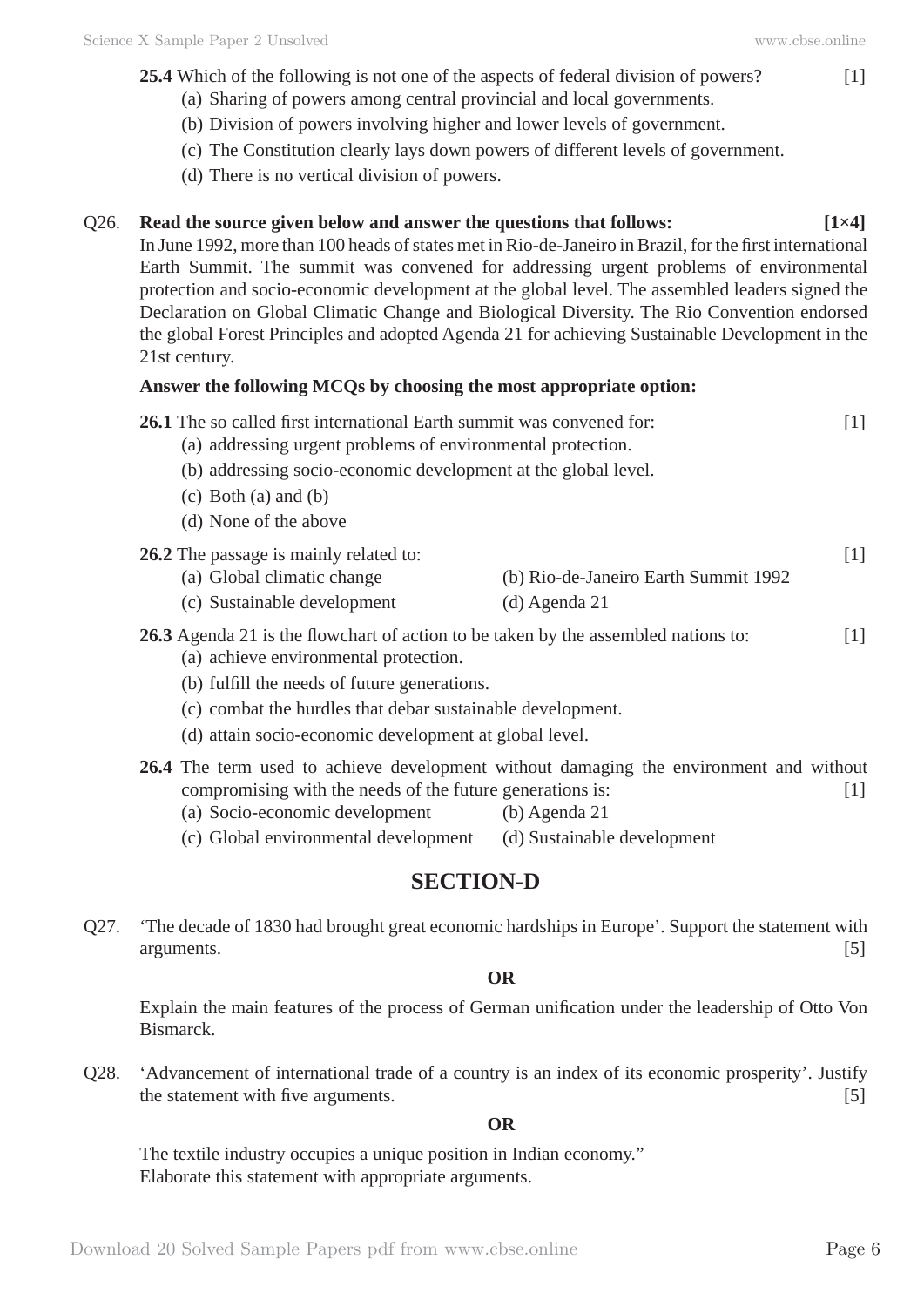**25.4** Which of the following is not one of the aspects of federal division of powers? [1]

(a) Sharing of powers among central provincial and local governments.

(b) Division of powers involving higher and lower levels of government.

(c) The Constitution clearly lays down powers of different levels of government.

(d) There is no vertical division of powers.

Q26. **Read the source given below and answer the questions that follows: [1×4]**

In June 1992, more than 100 heads of states met in Rio-de-Janeiro in Brazil, for the first international Earth Summit. The summit was convened for addressing urgent problems of environmental protection and socio-economic development at the global level. The assembled leaders signed the Declaration on Global Climatic Change and Biological Diversity. The Rio Convention endorsed the global Forest Principles and adopted Agenda 21 for achieving Sustainable Development in the 21st century.

**Answer the following MCQs by choosing the most appropriate option:**

**26.1** The so called first international Earth summit was convened for: [1]

(a) addressing urgent problems of environmental protection.

(b) addressing socio-economic development at the global level.

(c) Both (a) and (b)

(d) None of the above

**26.2** The passage is mainly related to: [1]

(a) Global climatic change (b) Rio-de-Janeiro Earth Summit 1992

(c) Sustainable development (d) Agenda 21

**26.3** Agenda 21 is the flowchart of action to be taken by the assembled nations to: [1]

(a) achieve environmental protection.

(b) fulfill the needs of future generations.

(c) combat the hurdles that debar sustainable development.

(d) attain socio-economic development at global level.

**26.4** The term used to achieve development without damaging the environment and without compromising with the needs of the future generations is: [1]

(a) Socio-economic development (b) Agenda 21

(c) Global environmental development (d) Sustainable development

## SECTION-D

Q27. 'The decade of 1830 had brought great economic hardships in Europe'. Support the statement with arguments. [5]

**OR**

Explain the main features of the process of German unification under the leadership of Otto Von Bismarck.

Q28. 'Advancement of international trade of a country is an index of its economic prosperity'. Justify the statement with five arguments. [5]

**OR**

The textile industry occupies a unique position in Indian economy."
Elaborate this statement with appropriate arguments.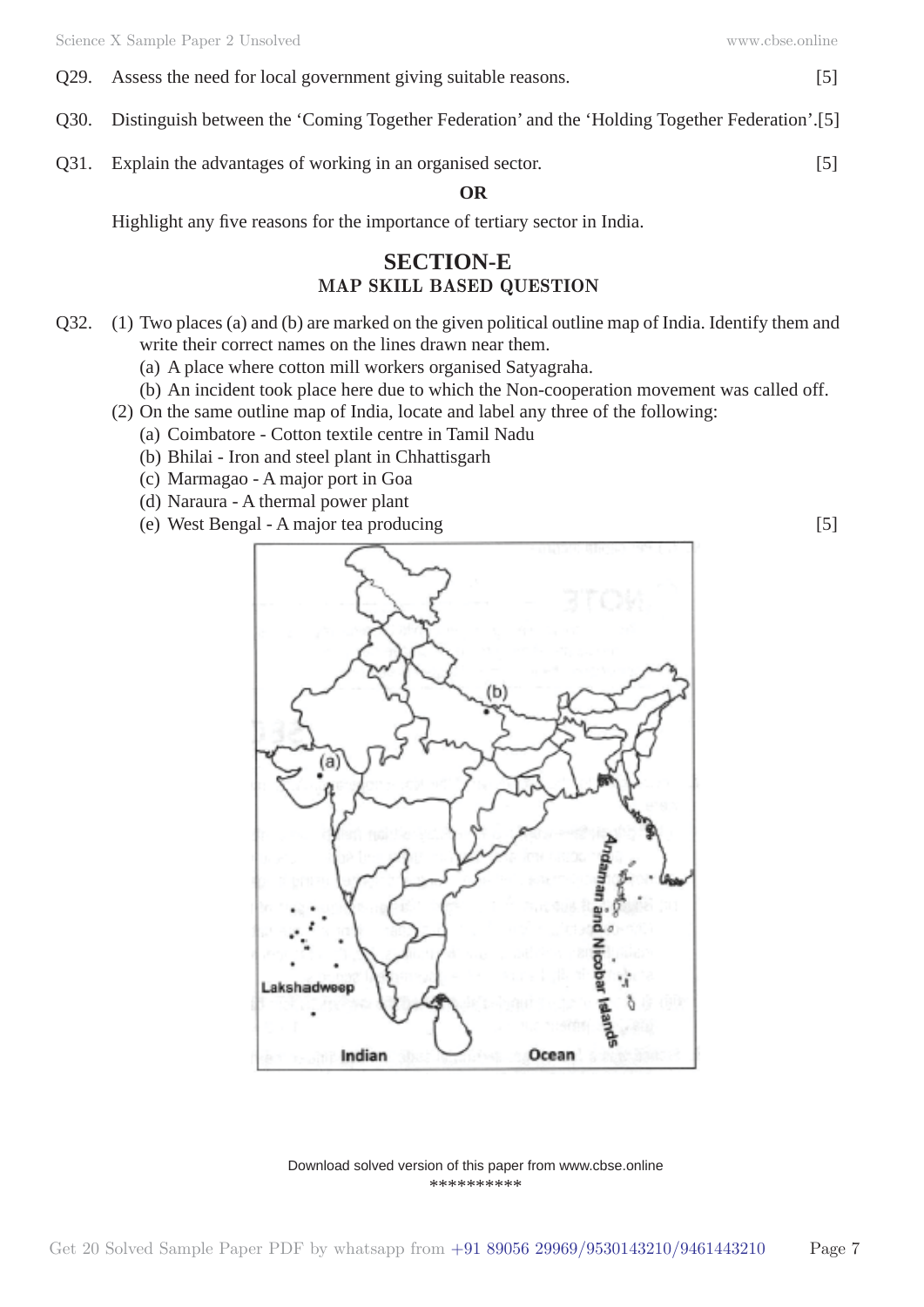Q29. Assess the need for local government giving suitable reasons. [5]

Q30. Distinguish between the 'Coming Together Federation' and the 'Holding Together Federation'. [5]

Q31. Explain the advantages of working in an organised sector. [5]

**OR**

Highlight any five reasons for the importance of tertiary sector in India.

## SECTION-E

### MAP SKILL BASED QUESTION

Q32. (1) Two places (a) and (b) are marked on the given political outline map of India. Identify them and write their correct names on the lines drawn near them.

(a) A place where cotton mill workers organised Satyagraha.

(b) An incident took place here due to which the Non-cooperation movement was called off.

(2) On the same outline map of India, locate and label any three of the following:

(a) Coimbatore - Cotton textile centre in Tamil Nadu

(b) Bhilai - Iron and steel plant in Chhattisgarh

(c) Marmagao - A major port in Goa

(d) Naraura - A thermal power plant

(e) West Bengal - A major tea producing [5]

(b)

(a)

Andaman and Nicobar Islands

Lakshadweep

Indian Ocean

Download solved version of this paper from www.cbse.online

**********